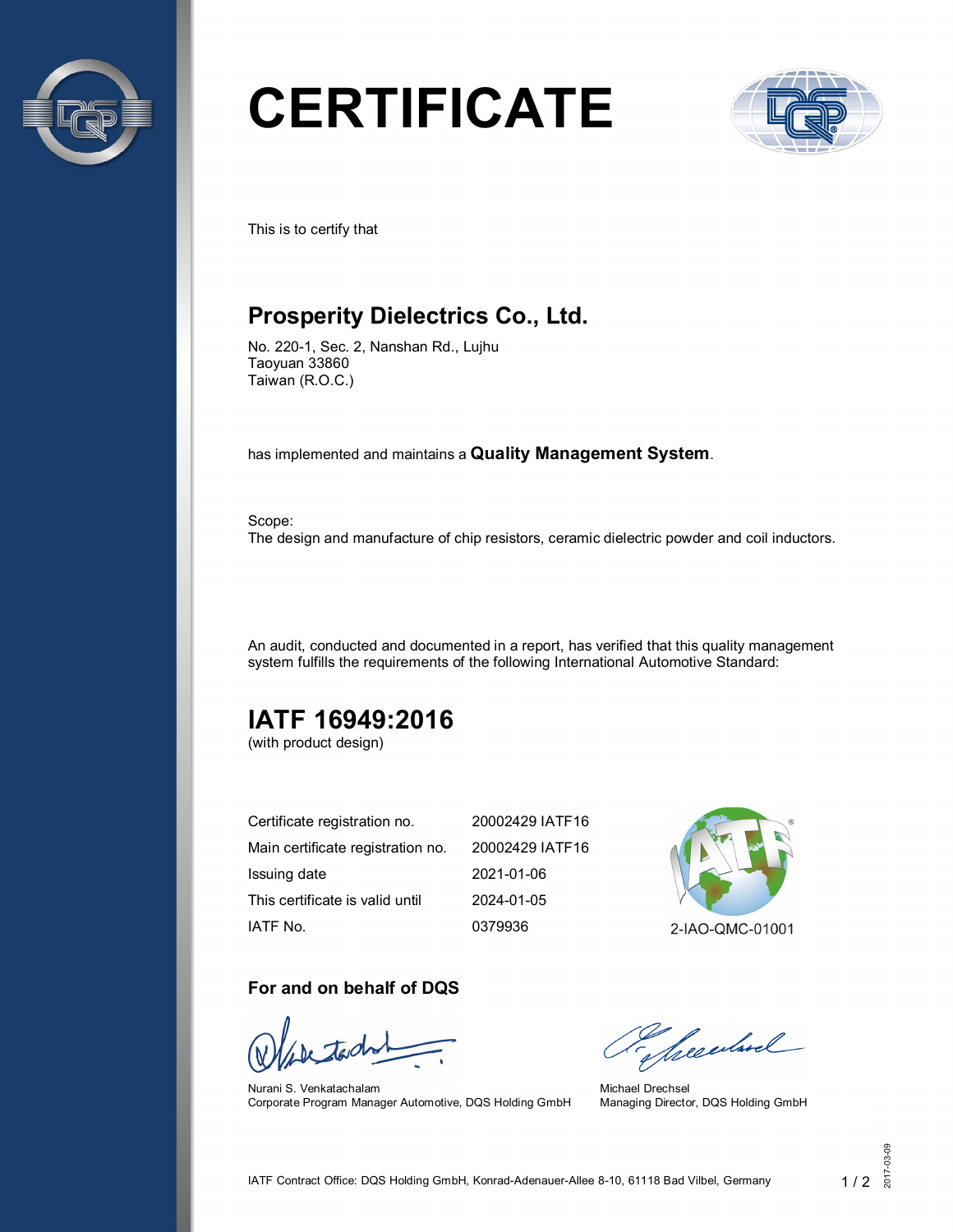# CERTIFICATE

This is to certify that

## Prosperity Dielectrics Co., Ltd.

No. 220-1, Sec. 2, Nanshan Rd., Lujhu
Taoyuan 33860
Taiwan (R.O.C.)

has implemented and maintains a **Quality Management System**.

Scope:
The design and manufacture of chip resistors, ceramic dielectric powder and coil inductors.

An audit, conducted and documented in a report, has verified that this quality management system fulfills the requirements of the following International Automotive Standard:

## IATF 16949:2016

(with product design)

| | |
|---|---|
| Certificate registration no. | 20002429 IATF16 |
| Main certificate registration no. | 20002429 IATF16 |
| Issuing date | 2021-01-06 |
| This certificate is valid until | 2024-01-05 |
| IATF No. | 0379936 |

2-IAO-QMC-01001

### For and on behalf of DQS

Nurani S. Venkatachalam
Corporate Program Manager Automotive, DQS Holding GmbH

Michael Drechsel
Managing Director, DQS Holding GmbH

IATF Contract Office: DQS Holding GmbH, Konrad-Adenauer-Allee 8-10, 61118 Bad Vilbel, Germany

2017-03-09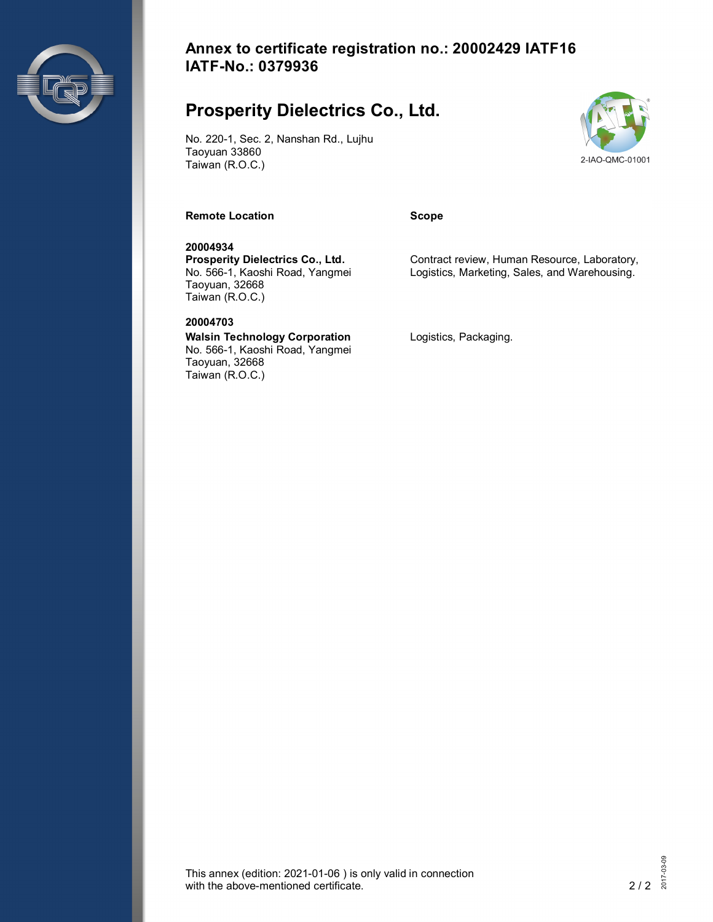# Annex to certificate registration no.: 20002429 IATF16
# IATF-No.: 0379936

## Prosperity Dielectrics Co., Ltd.

No. 220-1, Sec. 2, Nanshan Rd., Lujhu
Taoyuan 33860
Taiwan (R.O.C.)

2-IAO-QMC-01001

| Remote Location | Scope |
|---|---|
| **20004934**<br>**Prosperity Dielectrics Co., Ltd.**<br>No. 566-1, Kaoshi Road, Yangmei<br>Taoyuan, 32668<br>Taiwan (R.O.C.) | Contract review, Human Resource, Laboratory, Logistics, Marketing, Sales, and Warehousing. |
| **20004703**<br>**Walsin Technology Corporation**<br>No. 566-1, Kaoshi Road, Yangmei<br>Taoyuan, 32668<br>Taiwan (R.O.C.) | Logistics, Packaging. |

This annex (edition: 2021-01-06 ) is only valid in connection with the above-mentioned certificate.

2017-03-09